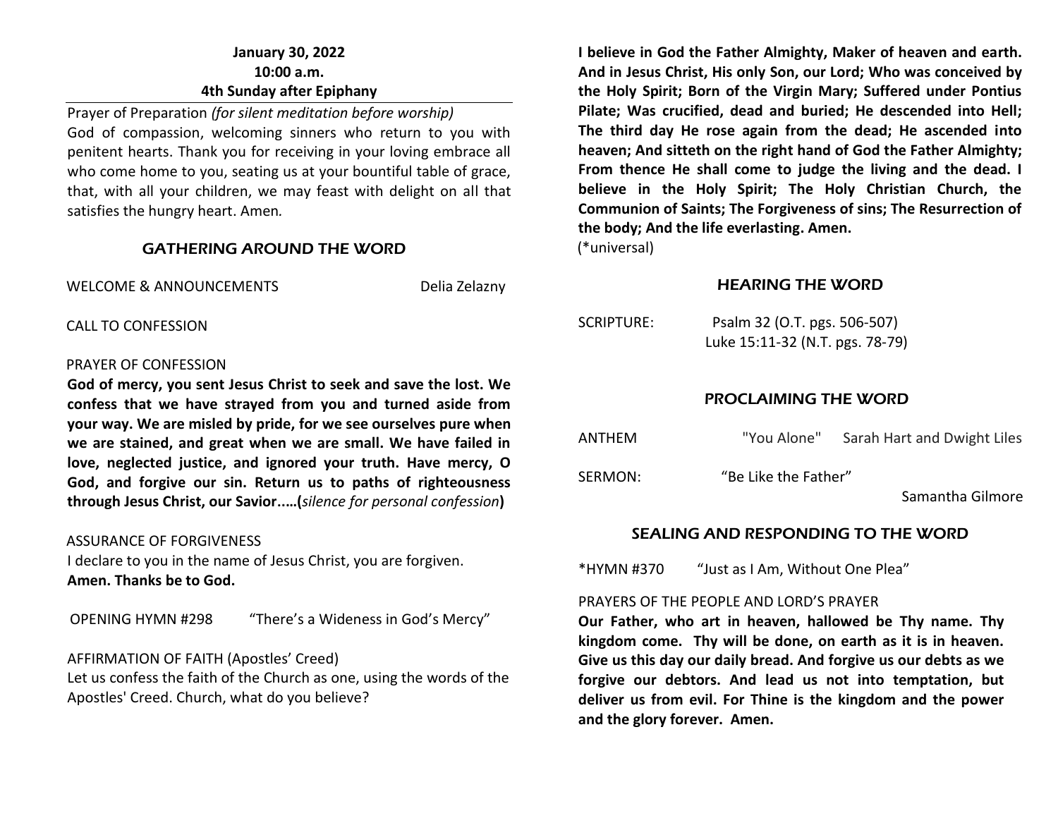**January 30, 2022**
**10:00 a.m.**
**4th Sunday after Epiphany**

Prayer of Preparation *(for silent meditation before worship)*
God of compassion, welcoming sinners who return to you with penitent hearts. Thank you for receiving in your loving embrace all who come home to you, seating us at your bountiful table of grace, that, with all your children, we may feast with delight on all that satisfies the hungry heart. Amen*.*

## GATHERING AROUND THE WORD

WELCOME & ANNOUNCEMENTS Delia Zelazny

CALL TO CONFESSION

PRAYER OF CONFESSION
**God of mercy, you sent Jesus Christ to seek and save the lost. We confess that we have strayed from you and turned aside from your way. We are misled by pride, for we see ourselves pure when we are stained, and great when we are small. We have failed in love, neglected justice, and ignored your truth. Have mercy, O God, and forgive our sin. Return us to paths of righteousness through Jesus Christ, our Savior….(***silence for personal confession***)**

ASSURANCE OF FORGIVENESS
I declare to you in the name of Jesus Christ, you are forgiven.
**Amen. Thanks be to God.**

OPENING HYMN #298 "There's a Wideness in God's Mercy"

AFFIRMATION OF FAITH (Apostles' Creed)
Let us confess the faith of the Church as one, using the words of the Apostles' Creed. Church, what do you believe?

**I believe in God the Father Almighty, Maker of heaven and earth. And in Jesus Christ, His only Son, our Lord; Who was conceived by the Holy Spirit; Born of the Virgin Mary; Suffered under Pontius Pilate; Was crucified, dead and buried; He descended into Hell; The third day He rose again from the dead; He ascended into heaven; And sitteth on the right hand of God the Father Almighty; From thence He shall come to judge the living and the dead. I believe in the Holy Spirit; The Holy Christian Church, the Communion of Saints; The Forgiveness of sins; The Resurrection of the body; And the life everlasting. Amen.**
(*universal)

## HEARING THE WORD

SCRIPTURE: Psalm 32 (O.T. pgs. 506-507)
Luke 15:11-32 (N.T. pgs. 78-79)

## PROCLAIMING THE WORD

ANTHEM "You Alone" Sarah Hart and Dwight Liles

SERMON: "Be Like the Father"
Samantha Gilmore

## SEALING AND RESPONDING TO THE WORD

*HYMN #370 "Just as I Am, Without One Plea"

PRAYERS OF THE PEOPLE AND LORD'S PRAYER
**Our Father, who art in heaven, hallowed be Thy name. Thy kingdom come. Thy will be done, on earth as it is in heaven. Give us this day our daily bread. And forgive us our debts as we forgive our debtors. And lead us not into temptation, but deliver us from evil. For Thine is the kingdom and the power and the glory forever. Amen.**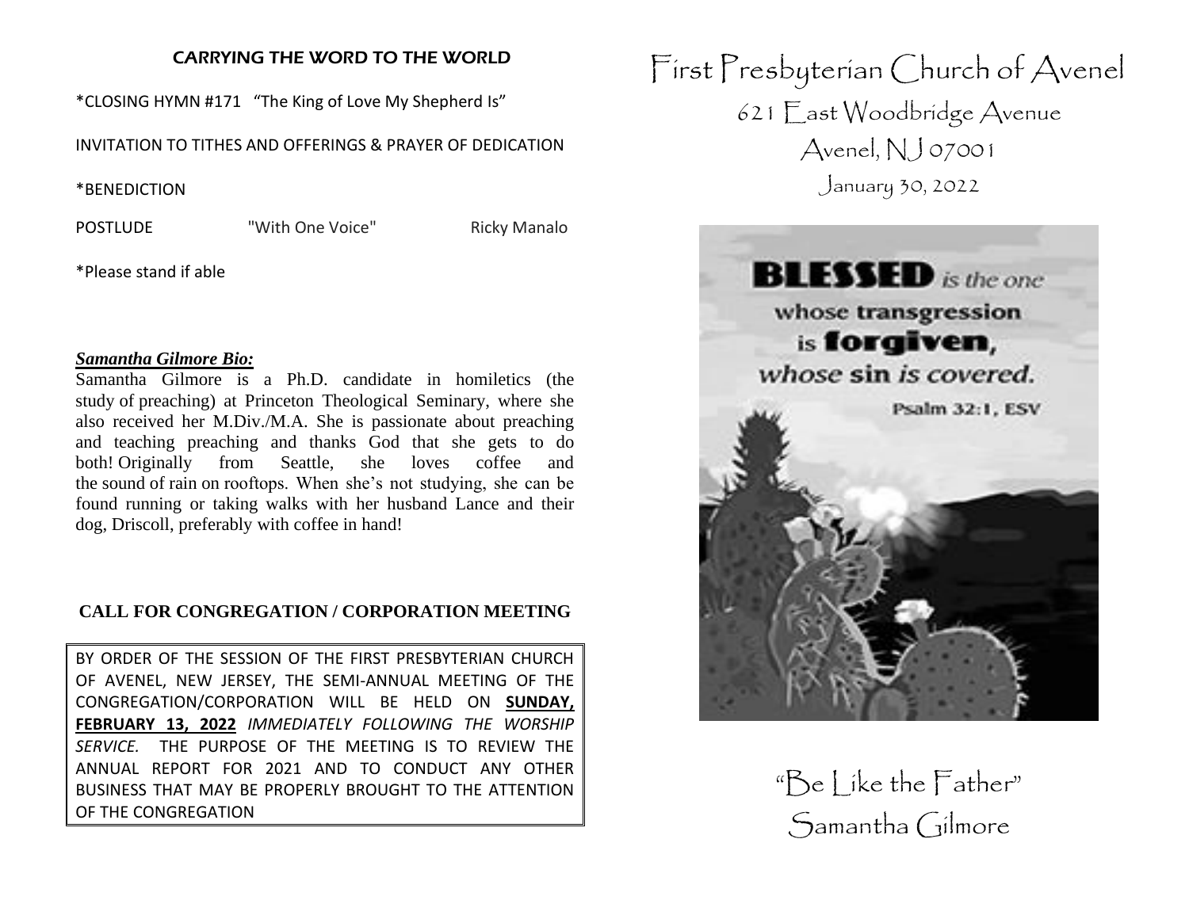## CARRYING THE WORD TO THE WORLD

*CLOSING HYMN #171 "The King of Love My Shepherd Is"

INVITATION TO TITHES AND OFFERINGS & PRAYER OF DEDICATION

*BENEDICTION

POSTLUDE "With One Voice" Ricky Manalo

*Please stand if able

***Samantha Gilmore Bio:***

Samantha Gilmore is a Ph.D. candidate in homiletics (the study of preaching) at Princeton Theological Seminary, where she also received her M.Div./M.A. She is passionate about preaching and teaching preaching and thanks God that she gets to do both! Originally from Seattle, she loves coffee and the sound of rain on rooftops. When she's not studying, she can be found running or taking walks with her husband Lance and their dog, Driscoll, preferably with coffee in hand!

### CALL FOR CONGREGATION / CORPORATION MEETING

BY ORDER OF THE SESSION OF THE FIRST PRESBYTERIAN CHURCH OF AVENEL, NEW JERSEY, THE SEMI-ANNUAL MEETING OF THE CONGREGATION/CORPORATION WILL BE HELD ON **SUNDAY, FEBRUARY 13, 2022** *IMMEDIATELY FOLLOWING THE WORSHIP SERVICE.* THE PURPOSE OF THE MEETING IS TO REVIEW THE ANNUAL REPORT FOR 2021 AND TO CONDUCT ANY OTHER BUSINESS THAT MAY BE PROPERLY BROUGHT TO THE ATTENTION OF THE CONGREGATION

# First Presbyterian Church of Avenel

621 East Woodbridge Avenue

Avenel, NJ 07001

January 30, 2022

**BLESSED** *is the one* whose transgression is **forgiven**, *whose sin is covered.*

Psalm 32:1, ESV

"Be Like the Father"

Samantha Gilmore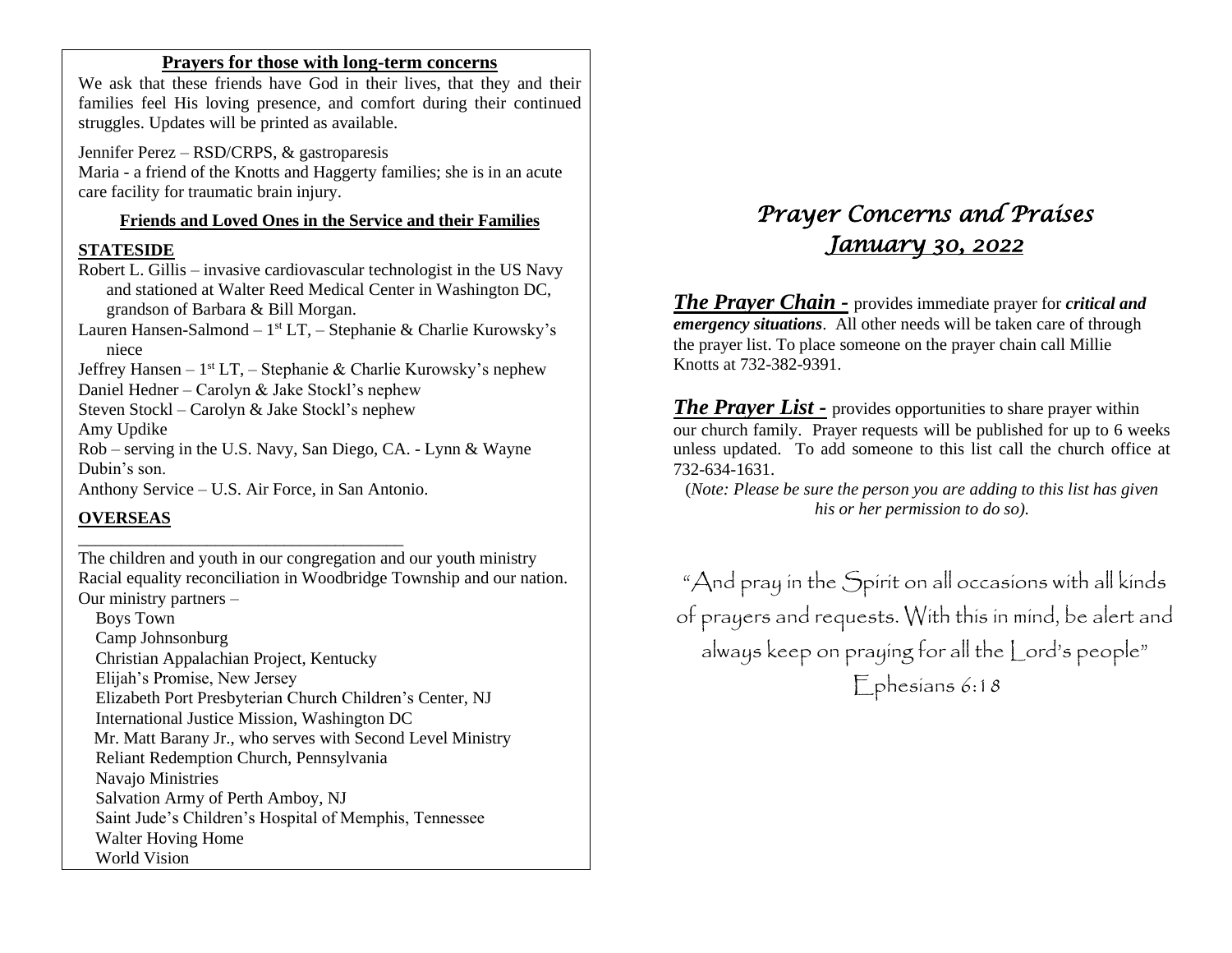## Prayers for those with long-term concerns

We ask that these friends have God in their lives, that they and their families feel His loving presence, and comfort during their continued struggles. Updates will be printed as available.

Jennifer Perez – RSD/CRPS, & gastroparesis
Maria - a friend of the Knotts and Haggerty families; she is in an acute care facility for traumatic brain injury.

### Friends and Loved Ones in the Service and their Families

**STATESIDE**

Robert L. Gillis – invasive cardiovascular technologist in the US Navy and stationed at Walter Reed Medical Center in Washington DC, grandson of Barbara & Bill Morgan.
Lauren Hansen-Salmond – 1st LT, – Stephanie & Charlie Kurowsky's niece
Jeffrey Hansen – 1st LT, – Stephanie & Charlie Kurowsky's nephew
Daniel Hedner – Carolyn & Jake Stockl's nephew
Steven Stockl – Carolyn & Jake Stockl's nephew
Amy Updike
Rob – serving in the U.S. Navy, San Diego, CA. - Lynn & Wayne Dubin's son.
Anthony Service – U.S. Air Force, in San Antonio.

**OVERSEAS**

---

The children and youth in our congregation and our youth ministry
Racial equality reconciliation in Woodbridge Township and our nation.
Our ministry partners –

- Boys Town
- Camp Johnsonburg
- Christian Appalachian Project, Kentucky
- Elijah's Promise, New Jersey
- Elizabeth Port Presbyterian Church Children's Center, NJ
- International Justice Mission, Washington DC
- Mr. Matt Barany Jr., who serves with Second Level Ministry
- Reliant Redemption Church, Pennsylvania
- Navajo Ministries
- Salvation Army of Perth Amboy, NJ
- Saint Jude's Children's Hospital of Memphis, Tennessee
- Walter Hoving Home
- World Vision

# *Prayer Concerns and Praises*
# *January 30, 2022*

***The Prayer Chain -*** provides immediate prayer for ***critical and emergency situations***. All other needs will be taken care of through the prayer list. To place someone on the prayer chain call Millie Knotts at 732-382-9391.

***The Prayer List -*** provides opportunities to share prayer within our church family. Prayer requests will be published for up to 6 weeks unless updated. To add someone to this list call the church office at 732-634-1631.

(*Note: Please be sure the person you are adding to this list has given his or her permission to do so).*

"And pray in the Spirit on all occasions with all kinds of prayers and requests. With this in mind, be alert and always keep on praying for all the Lord's people"
Ephesians 6:18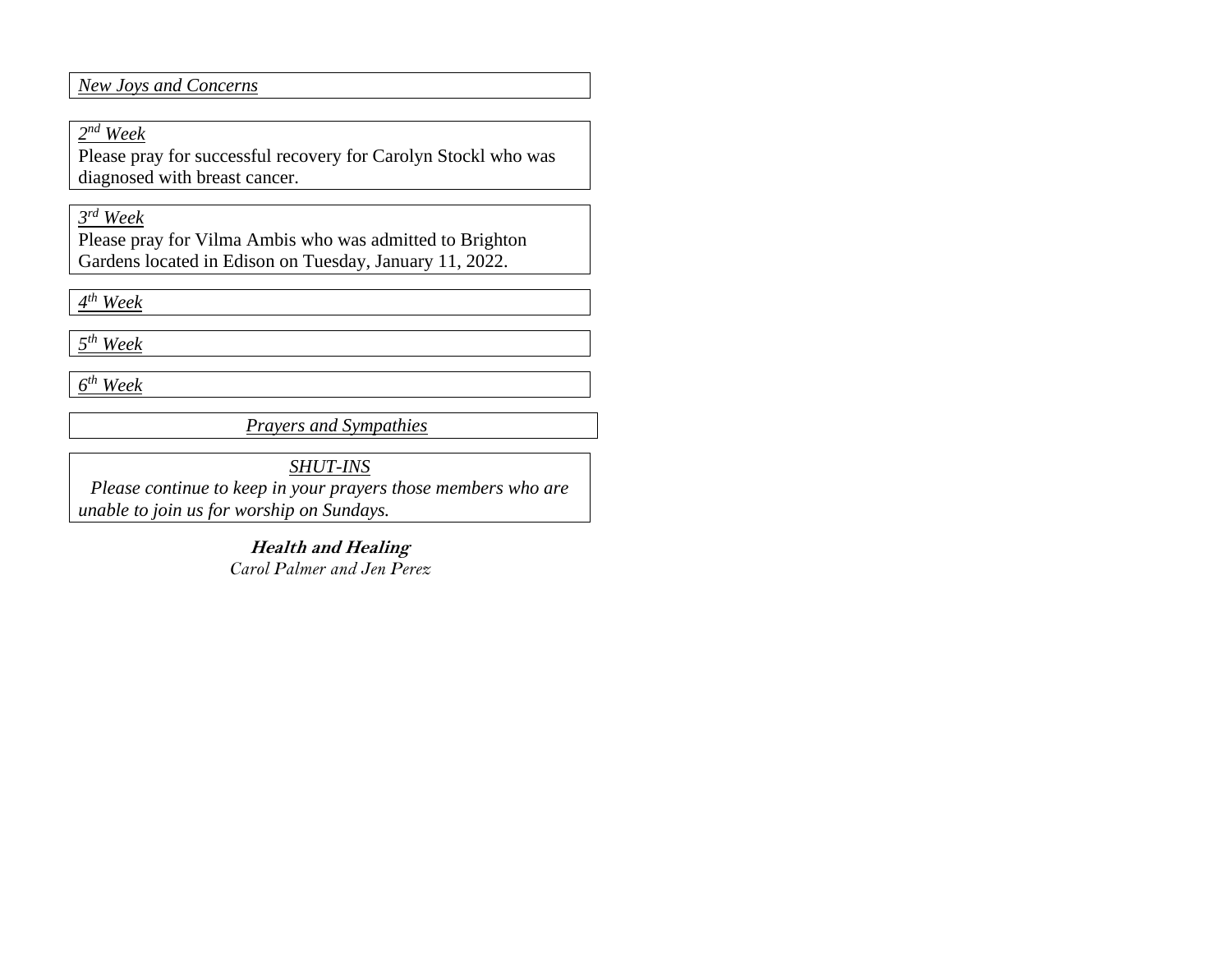*New Joys and Concerns*

*2nd Week*

Please pray for successful recovery for Carolyn Stockl who was diagnosed with breast cancer.

*3rd Week*

Please pray for Vilma Ambis who was admitted to Brighton Gardens located in Edison on Tuesday, January 11, 2022.

*4th Week*

*5th Week*

*6th Week*

*Prayers and Sympathies*

*SHUT-INS*

*Please continue to keep in your prayers those members who are unable to join us for worship on Sundays.*

***Health and Healing***

*Carol Palmer and Jen Perez*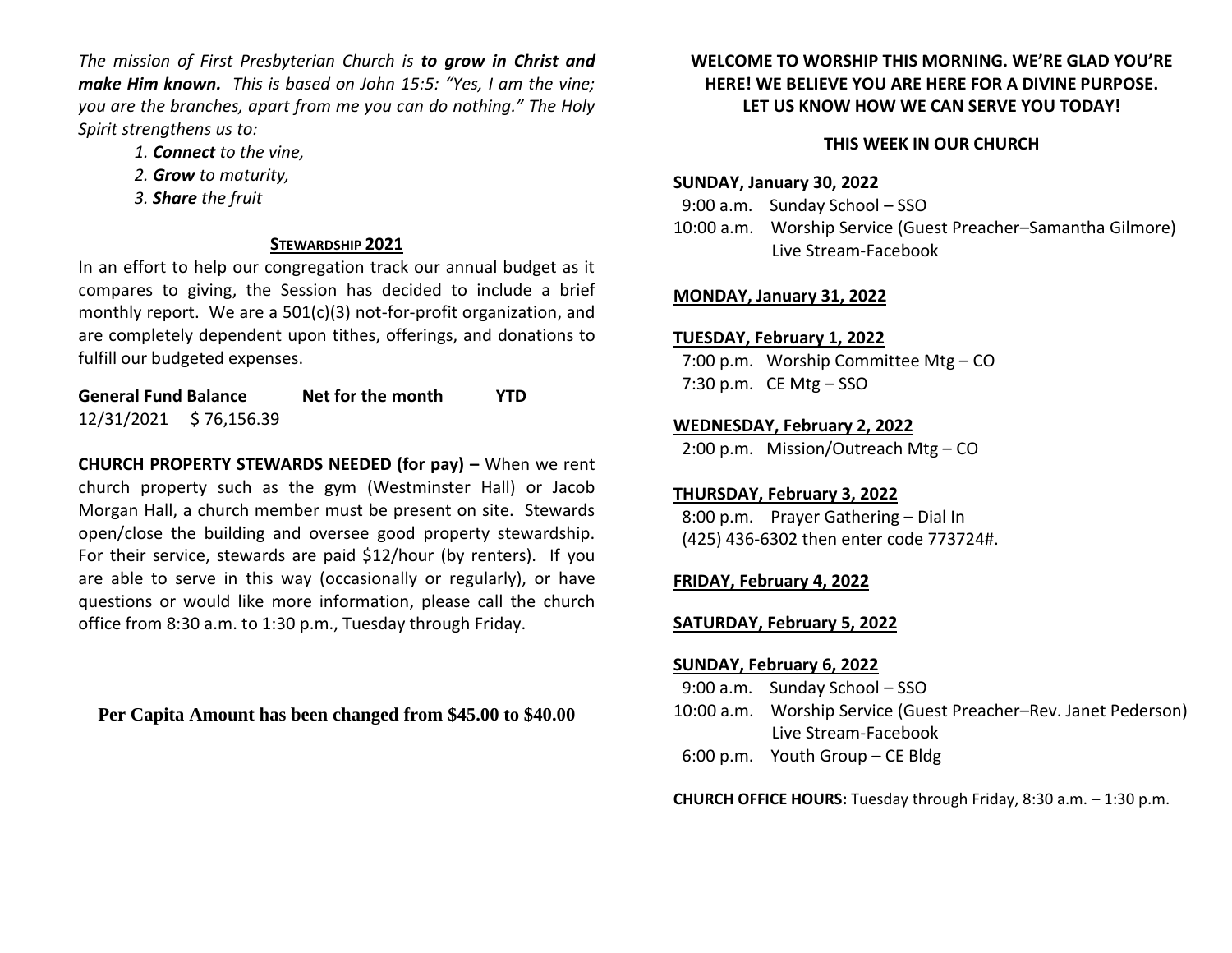*The mission of First Presbyterian Church is **to grow in Christ and make Him known.** This is based on John 15:5: "Yes, I am the vine; you are the branches, apart from me you can do nothing." The Holy Spirit strengthens us to:*

*1. **Connect** to the vine,*
*2. **Grow** to maturity,*
*3. **Share** the fruit*

### STEWARDSHIP 2021

In an effort to help our congregation track our annual budget as it compares to giving, the Session has decided to include a brief monthly report. We are a 501(c)(3) not-for-profit organization, and are completely dependent upon tithes, offerings, and donations to fulfill our budgeted expenses.

| General Fund Balance | | Net for the month | YTD |
|---|---|---|---|
| 12/31/2021 | $ 76,156.39 | | |

**CHURCH PROPERTY STEWARDS NEEDED (for pay) –** When we rent church property such as the gym (Westminster Hall) or Jacob Morgan Hall, a church member must be present on site. Stewards open/close the building and oversee good property stewardship. For their service, stewards are paid $12/hour (by renters). If you are able to serve in this way (occasionally or regularly), or have questions or would like more information, please call the church office from 8:30 a.m. to 1:30 p.m., Tuesday through Friday.

**Per Capita Amount has been changed from $45.00 to $40.00**

**WELCOME TO WORSHIP THIS MORNING. WE'RE GLAD YOU'RE HERE! WE BELIEVE YOU ARE HERE FOR A DIVINE PURPOSE. LET US KNOW HOW WE CAN SERVE YOU TODAY!**

## THIS WEEK IN OUR CHURCH

**SUNDAY, January 30, 2022**
9:00 a.m. Sunday School – SSO
10:00 a.m. Worship Service (Guest Preacher–Samantha Gilmore)
Live Stream-Facebook

**MONDAY, January 31, 2022**

**TUESDAY, February 1, 2022**
7:00 p.m. Worship Committee Mtg – CO
7:30 p.m. CE Mtg – SSO

**WEDNESDAY, February 2, 2022**
2:00 p.m. Mission/Outreach Mtg – CO

**THURSDAY, February 3, 2022**
8:00 p.m. Prayer Gathering – Dial In
(425) 436-6302 then enter code 773724#.

**FRIDAY, February 4, 2022**

**SATURDAY, February 5, 2022**

**SUNDAY, February 6, 2022**
9:00 a.m. Sunday School – SSO
10:00 a.m. Worship Service (Guest Preacher–Rev. Janet Pederson)
Live Stream-Facebook
6:00 p.m. Youth Group – CE Bldg

**CHURCH OFFICE HOURS:** Tuesday through Friday, 8:30 a.m. – 1:30 p.m.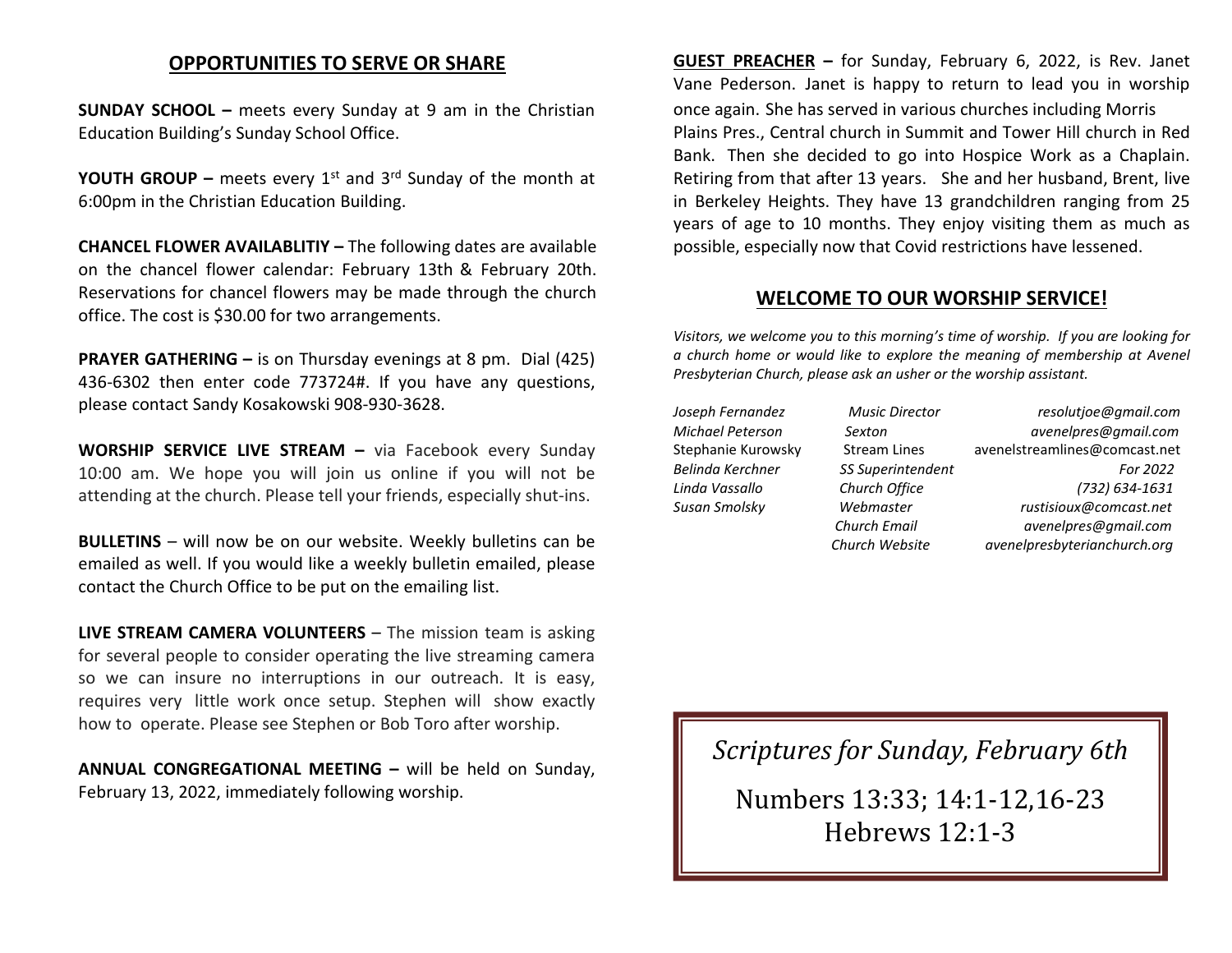## OPPORTUNITIES TO SERVE OR SHARE

**SUNDAY SCHOOL –** meets every Sunday at 9 am in the Christian Education Building's Sunday School Office.

**YOUTH GROUP –** meets every 1st and 3rd Sunday of the month at 6:00pm in the Christian Education Building.

**CHANCEL FLOWER AVAILABLITIY –** The following dates are available on the chancel flower calendar: February 13th & February 20th. Reservations for chancel flowers may be made through the church office. The cost is $30.00 for two arrangements.

**PRAYER GATHERING –** is on Thursday evenings at 8 pm. Dial (425) 436-6302 then enter code 773724#. If you have any questions, please contact Sandy Kosakowski 908-930-3628.

**WORSHIP SERVICE LIVE STREAM –** via Facebook every Sunday 10:00 am. We hope you will join us online if you will not be attending at the church. Please tell your friends, especially shut-ins.

**BULLETINS** – will now be on our website. Weekly bulletins can be emailed as well. If you would like a weekly bulletin emailed, please contact the Church Office to be put on the emailing list.

**LIVE STREAM CAMERA VOLUNTEERS** – The mission team is asking for several people to consider operating the live streaming camera so we can insure no interruptions in our outreach. It is easy, requires very little work once setup. Stephen will show exactly how to operate. Please see Stephen or Bob Toro after worship.

**ANNUAL CONGREGATIONAL MEETING –** will be held on Sunday, February 13, 2022, immediately following worship.

**GUEST PREACHER –** for Sunday, February 6, 2022, is Rev. Janet Vane Pederson. Janet is happy to return to lead you in worship once again. She has served in various churches including Morris Plains Pres., Central church in Summit and Tower Hill church in Red Bank. Then she decided to go into Hospice Work as a Chaplain. Retiring from that after 13 years. She and her husband, Brent, live in Berkeley Heights. They have 13 grandchildren ranging from 25 years of age to 10 months. They enjoy visiting them as much as possible, especially now that Covid restrictions have lessened.

## WELCOME TO OUR WORSHIP SERVICE!

*Visitors, we welcome you to this morning's time of worship. If you are looking for a church home or would like to explore the meaning of membership at Avenel Presbyterian Church, please ask an usher or the worship assistant.*

| | | |
|---|---|---|
| *Joseph Fernandez* | *Music Director* | *resolutjoe@gmail.com* |
| *Michael Peterson* | *Sexton* | *avenelpres@gmail.com* |
| Stephanie Kurowsky | Stream Lines | avenelstreamlines@comcast.net |
| *Belinda Kerchner* | *SS Superintendent* | *For 2022* |
| *Linda Vassallo* | *Church Office* | *(732) 634-1631* |
| *Susan Smolsky* | *Webmaster* | *rustisioux@comcast.net* |
| | *Church Email* | *avenelpres@gmail.com* |
| | *Church Website* | *avenelpresbyterianchurch.org* |

*Scriptures for Sunday, February 6th*

Numbers 13:33; 14:1-12,16-23
Hebrews 12:1-3